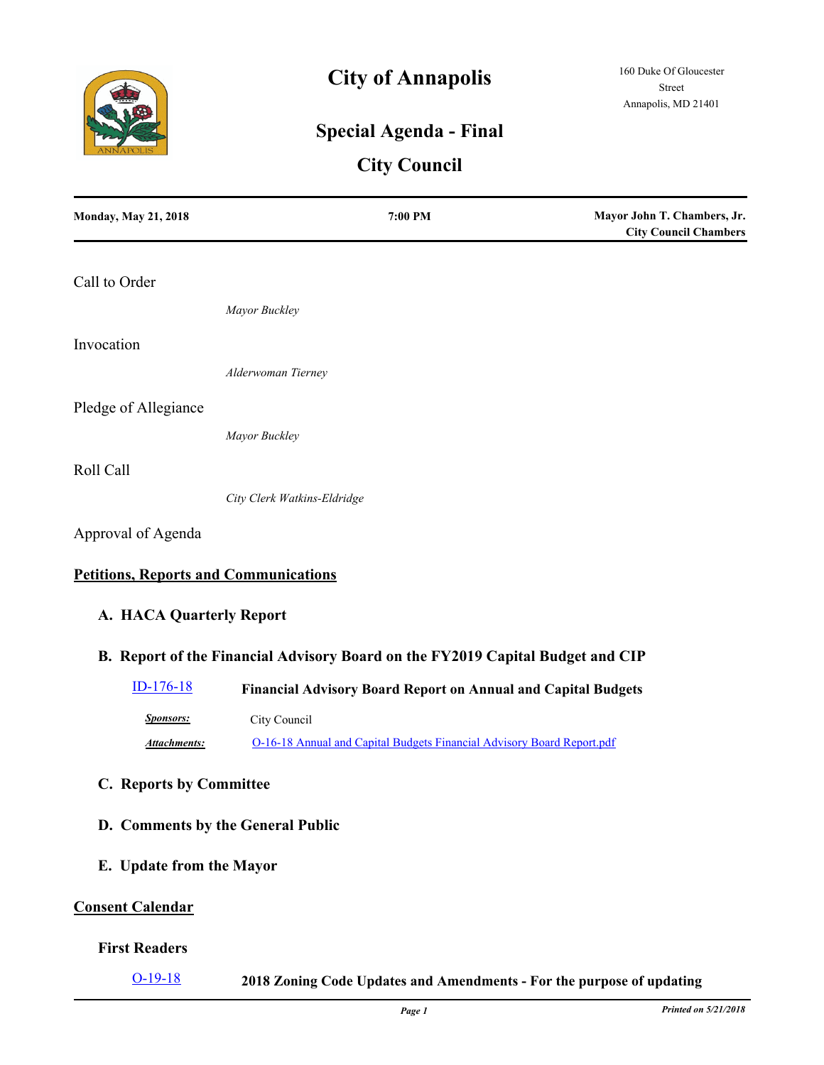# City of Annapolis

160 Duke Of Gloucester Street
Annapolis, MD 21401

## Special Agenda - Final

## City Council

| **Monday, May 21, 2018** | **7:00 PM** | **Mayor John T. Chambers, Jr. City Council Chambers** |
|---|---|---|

### Call to Order

*Mayor Buckley*

### Invocation

*Alderwoman Tierney*

### Pledge of Allegiance

*Mayor Buckley*

### Roll Call

*City Clerk Watkins-Eldridge*

### Approval of Agenda

### Petitions, Reports and Communications

**A. HACA Quarterly Report**

**B. Report of the Financial Advisory Board on the FY2019 Capital Budget and CIP**

ID-176-18 **Financial Advisory Board Report on Annual and Capital Budgets**

***Sponsors:*** City Council

***Attachments:*** O-16-18 Annual and Capital Budgets Financial Advisory Board Report.pdf

**C. Reports by Committee**

**D. Comments by the General Public**

**E. Update from the Mayor**

### Consent Calendar

**First Readers**

O-19-18 **2018 Zoning Code Updates and Amendments - For the purpose of updating**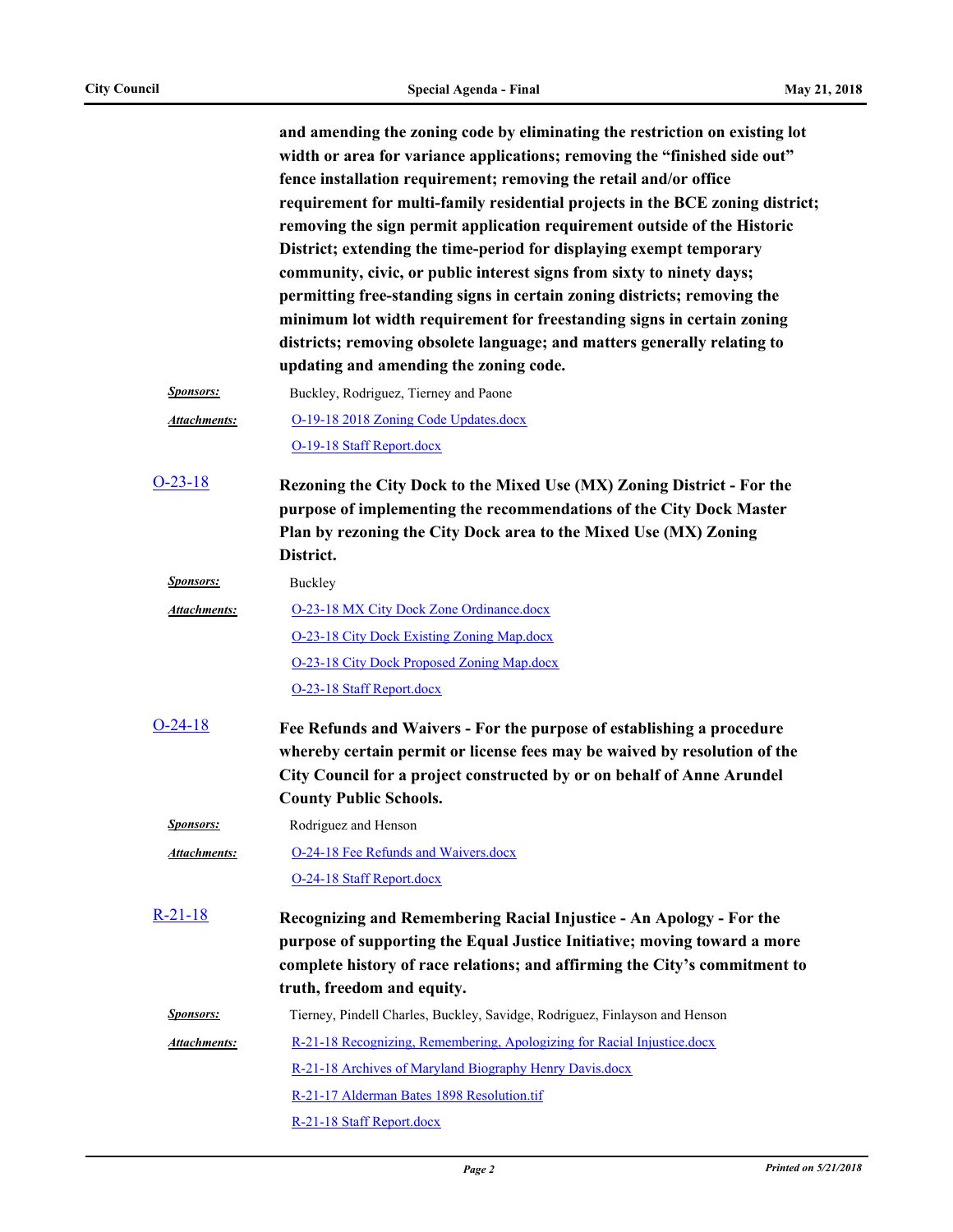**and amending the zoning code by eliminating the restriction on existing lot width or area for variance applications; removing the "finished side out" fence installation requirement; removing the retail and/or office requirement for multi-family residential projects in the BCE zoning district; removing the sign permit application requirement outside of the Historic District; extending the time-period for displaying exempt temporary community, civic, or public interest signs from sixty to ninety days; permitting free-standing signs in certain zoning districts; removing the minimum lot width requirement for freestanding signs in certain zoning districts; removing obsolete language; and matters generally relating to updating and amending the zoning code.**

***Sponsors:*** Buckley, Rodriguez, Tierney and Paone

***Attachments:*** O-19-18 2018 Zoning Code Updates.docx
O-19-18 Staff Report.docx

**O-23-18** **Rezoning the City Dock to the Mixed Use (MX) Zoning District - For the purpose of implementing the recommendations of the City Dock Master Plan by rezoning the City Dock area to the Mixed Use (MX) Zoning District.**

***Sponsors:*** Buckley

***Attachments:*** O-23-18 MX City Dock Zone Ordinance.docx
O-23-18 City Dock Existing Zoning Map.docx
O-23-18 City Dock Proposed Zoning Map.docx
O-23-18 Staff Report.docx

**O-24-18** **Fee Refunds and Waivers - For the purpose of establishing a procedure whereby certain permit or license fees may be waived by resolution of the City Council for a project constructed by or on behalf of Anne Arundel County Public Schools.**

***Sponsors:*** Rodriguez and Henson

***Attachments:*** O-24-18 Fee Refunds and Waivers.docx
O-24-18 Staff Report.docx

**R-21-18** **Recognizing and Remembering Racial Injustice - An Apology - For the purpose of supporting the Equal Justice Initiative; moving toward a more complete history of race relations; and affirming the City's commitment to truth, freedom and equity.**

***Sponsors:*** Tierney, Pindell Charles, Buckley, Savidge, Rodriguez, Finlayson and Henson

***Attachments:*** R-21-18 Recognizing, Remembering, Apologizing for Racial Injustice.docx
R-21-18 Archives of Maryland Biography Henry Davis.docx
R-21-17 Alderman Bates 1898 Resolution.tif
R-21-18 Staff Report.docx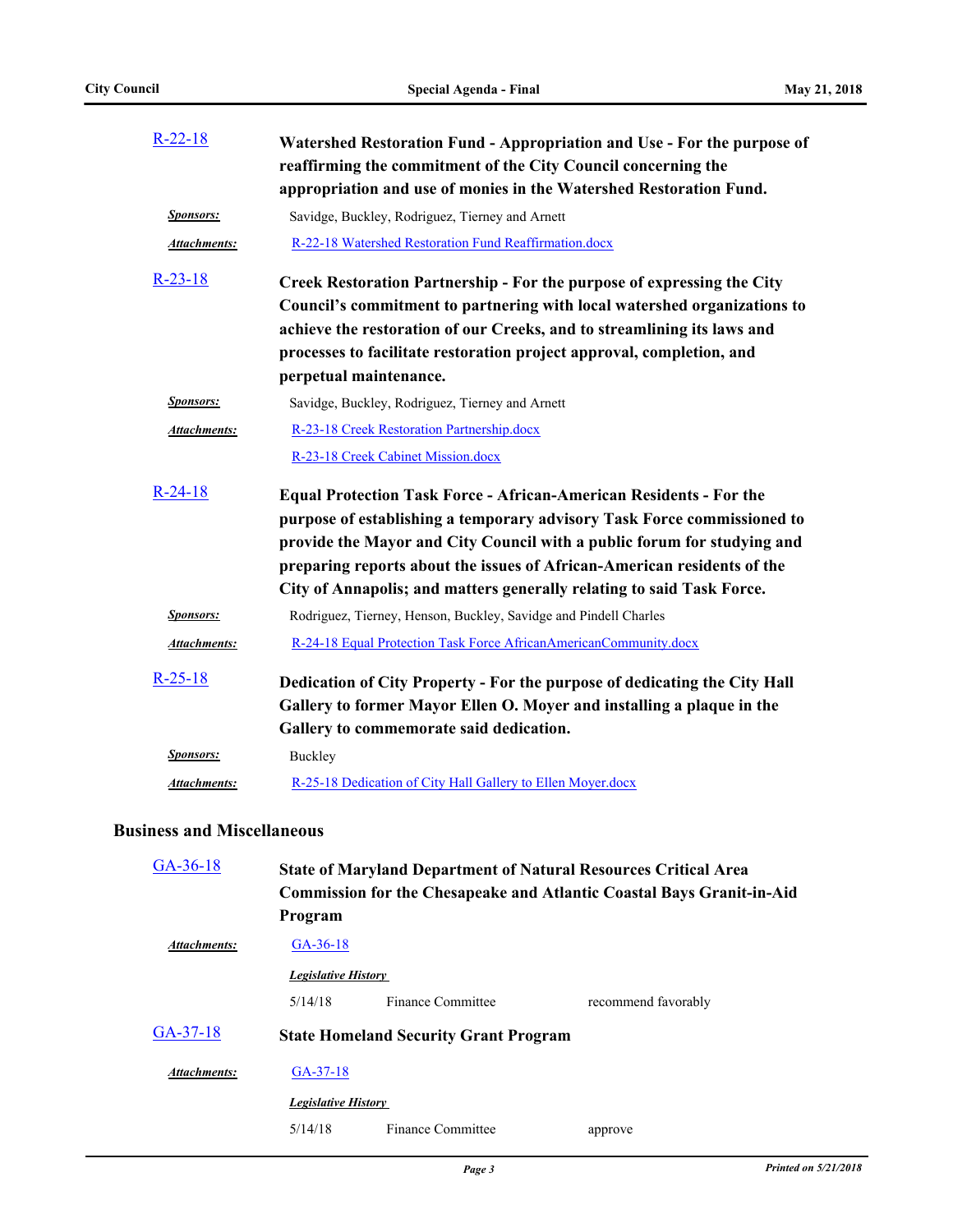[R-22-18](#) **Watershed Restoration Fund - Appropriation and Use - For the purpose of reaffirming the commitment of the City Council concerning the appropriation and use of monies in the Watershed Restoration Fund.**

***Sponsors:*** Savidge, Buckley, Rodriguez, Tierney and Arnett

***Attachments:*** [R-22-18 Watershed Restoration Fund Reaffirmation.docx](#)

[R-23-18](#) **Creek Restoration Partnership - For the purpose of expressing the City Council's commitment to partnering with local watershed organizations to achieve the restoration of our Creeks, and to streamlining its laws and processes to facilitate restoration project approval, completion, and perpetual maintenance.**

***Sponsors:*** Savidge, Buckley, Rodriguez, Tierney and Arnett

***Attachments:*** [R-23-18 Creek Restoration Partnership.docx](#)
[R-23-18 Creek Cabinet Mission.docx](#)

[R-24-18](#) **Equal Protection Task Force - African-American Residents - For the purpose of establishing a temporary advisory Task Force commissioned to provide the Mayor and City Council with a public forum for studying and preparing reports about the issues of African-American residents of the City of Annapolis; and matters generally relating to said Task Force.**

***Sponsors:*** Rodriguez, Tierney, Henson, Buckley, Savidge and Pindell Charles

***Attachments:*** [R-24-18 Equal Protection Task Force AfricanAmericanCommunity.docx](#)

[R-25-18](#) **Dedication of City Property - For the purpose of dedicating the City Hall Gallery to former Mayor Ellen O. Moyer and installing a plaque in the Gallery to commemorate said dedication.**

***Sponsors:*** Buckley

***Attachments:*** [R-25-18 Dedication of City Hall Gallery to Ellen Moyer.docx](#)

## Business and Miscellaneous

[GA-36-18](#) **State of Maryland Department of Natural Resources Critical Area Commission for the Chesapeake and Atlantic Coastal Bays Granit-in-Aid Program**

***Attachments:*** [GA-36-18](#)

***Legislative History***

| | | |
|---|---|---|
| 5/14/18 | Finance Committee | recommend favorably |

[GA-37-18](#) **State Homeland Security Grant Program**

***Attachments:*** [GA-37-18](#)

***Legislative History***

| | | |
|---|---|---|
| 5/14/18 | Finance Committee | approve |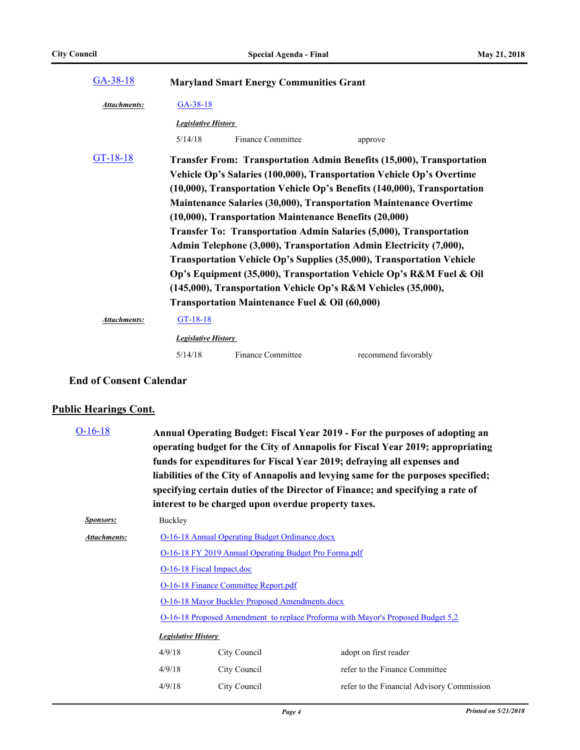**GA-38-18** **Maryland Smart Energy Communities Grant**

***Attachments:*** GA-38-18

***Legislative History***

| | | |
|---|---|---|
| 5/14/18 | Finance Committee | approve |

**GT-18-18** **Transfer From: Transportation Admin Benefits (15,000), Transportation Vehicle Op's Salaries (100,000), Transportation Vehicle Op's Overtime (10,000), Transportation Vehicle Op's Benefits (140,000), Transportation Maintenance Salaries (30,000), Transportation Maintenance Overtime (10,000), Transportation Maintenance Benefits (20,000)**
**Transfer To: Transportation Admin Salaries (5,000), Transportation Admin Telephone (3,000), Transportation Admin Electricity (7,000), Transportation Vehicle Op's Supplies (35,000), Transportation Vehicle Op's Equipment (35,000), Transportation Vehicle Op's R&M Fuel & Oil (145,000), Transportation Vehicle Op's R&M Vehicles (35,000), Transportation Maintenance Fuel & Oil (60,000)**

***Attachments:*** GT-18-18

***Legislative History***

| | | |
|---|---|---|
| 5/14/18 | Finance Committee | recommend favorably |

**End of Consent Calendar**

## Public Hearings Cont.

**O-16-18** **Annual Operating Budget: Fiscal Year 2019 - For the purposes of adopting an operating budget for the City of Annapolis for Fiscal Year 2019; appropriating funds for expenditures for Fiscal Year 2019; defraying all expenses and liabilities of the City of Annapolis and levying same for the purposes specified; specifying certain duties of the Director of Finance; and specifying a rate of interest to be charged upon overdue property taxes.**

***Sponsors:*** Buckley

***Attachments:***
- O-16-18 Annual Operating Budget Ordinance.docx
- O-16-18 FY 2019 Annual Operating Budget Pro Forma.pdf
- O-16-18 Fiscal Impact.doc
- O-16-18 Finance Committee Report.pdf
- O-16-18 Mayor Buckley Proposed Amendments.docx
- O-16-18 Proposed Amendment to replace Proforma with Mayor's Proposed Budget 5,2

***Legislative History***

| | | |
|---|---|---|
| 4/9/18 | City Council | adopt on first reader |
| 4/9/18 | City Council | refer to the Finance Committee |
| 4/9/18 | City Council | refer to the Financial Advisory Commission |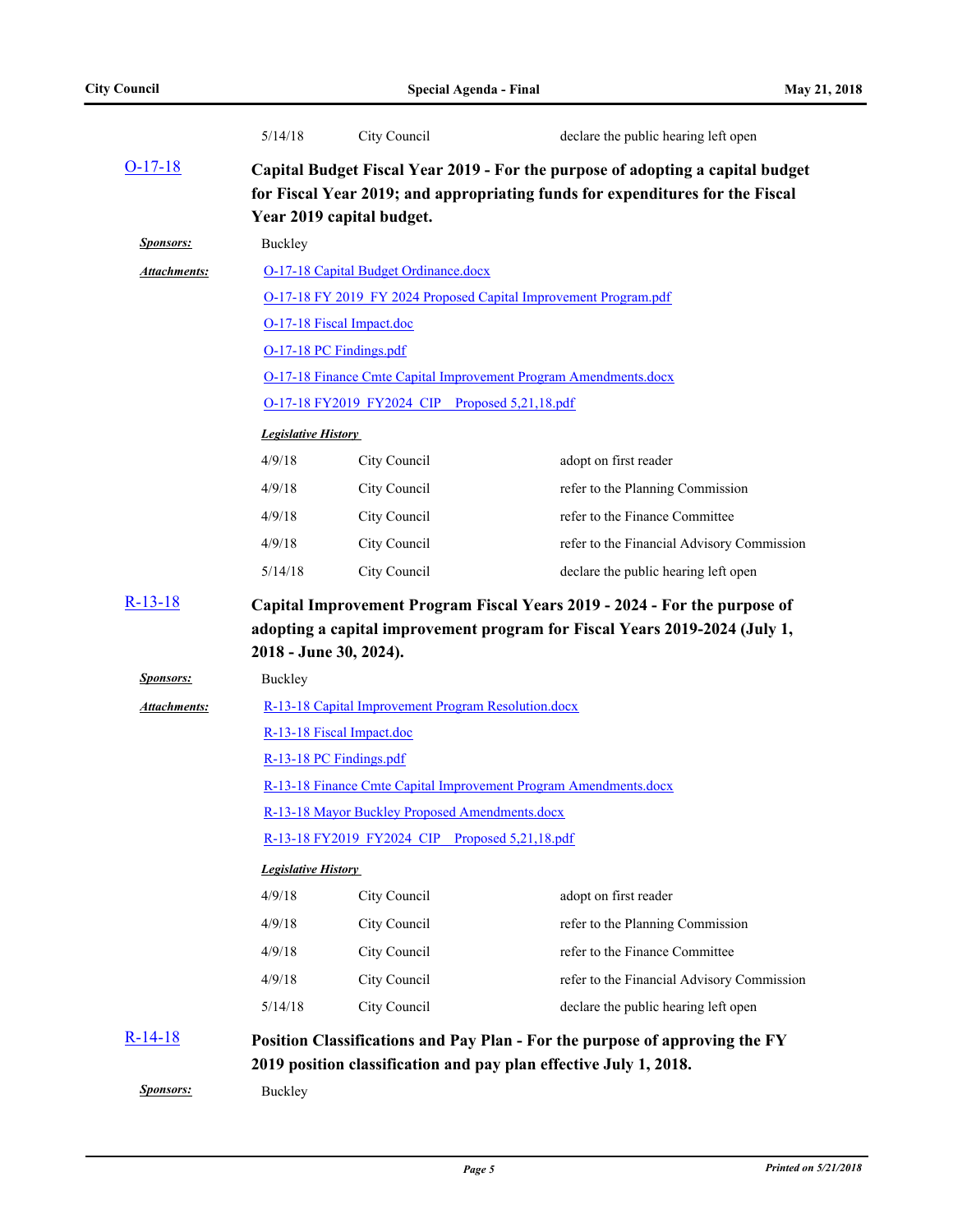| | | |
|---|---|---|
| 5/14/18 | City Council | declare the public hearing left open |

## O-17-18

**Capital Budget Fiscal Year 2019 - For the purpose of adopting a capital budget for Fiscal Year 2019; and appropriating funds for expenditures for the Fiscal Year 2019 capital budget.**

***Sponsors:*** Buckley

***Attachments:***
- O-17-18 Capital Budget Ordinance.docx
- O-17-18 FY 2019_FY 2024 Proposed Capital Improvement Program.pdf
- O-17-18 Fiscal Impact.doc
- O-17-18 PC Findings.pdf
- O-17-18 Finance Cmte Capital Improvement Program Amendments.docx
- O-17-18 FY2019_FY2024_CIP__Proposed 5,21,18.pdf

***Legislative History***

| | | |
|---|---|---|
| 4/9/18 | City Council | adopt on first reader |
| 4/9/18 | City Council | refer to the Planning Commission |
| 4/9/18 | City Council | refer to the Finance Committee |
| 4/9/18 | City Council | refer to the Financial Advisory Commission |
| 5/14/18 | City Council | declare the public hearing left open |

## R-13-18

**Capital Improvement Program Fiscal Years 2019 - 2024 - For the purpose of adopting a capital improvement program for Fiscal Years 2019-2024 (July 1, 2018 - June 30, 2024).**

***Sponsors:*** Buckley

***Attachments:***
- R-13-18 Capital Improvement Program Resolution.docx
- R-13-18 Fiscal Impact.doc
- R-13-18 PC Findings.pdf
- R-13-18 Finance Cmte Capital Improvement Program Amendments.docx
- R-13-18 Mayor Buckley Proposed Amendments.docx
- R-13-18 FY2019_FY2024_CIP__Proposed 5,21,18.pdf

***Legislative History***

| | | |
|---|---|---|
| 4/9/18 | City Council | adopt on first reader |
| 4/9/18 | City Council | refer to the Planning Commission |
| 4/9/18 | City Council | refer to the Finance Committee |
| 4/9/18 | City Council | refer to the Financial Advisory Commission |
| 5/14/18 | City Council | declare the public hearing left open |

## R-14-18

**Position Classifications and Pay Plan - For the purpose of approving the FY 2019 position classification and pay plan effective July 1, 2018.**

***Sponsors:*** Buckley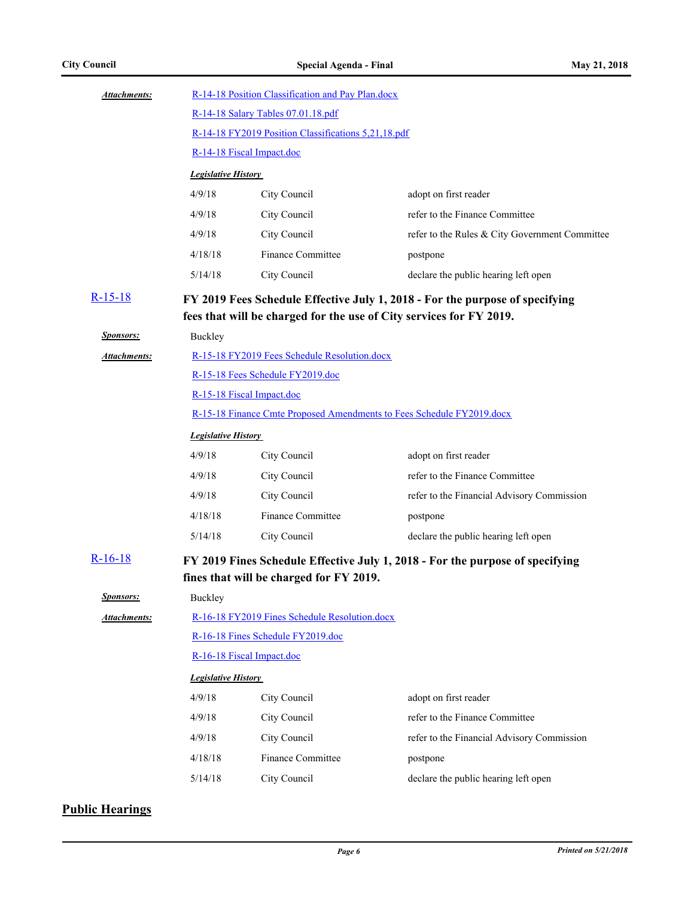**Attachments:**

R-14-18 Position Classification and Pay Plan.docx

R-14-18 Salary Tables 07.01.18.pdf

R-14-18 FY2019 Position Classifications 5,21,18.pdf

R-14-18 Fiscal Impact.doc

***Legislative History***

| | | |
|---|---|---|
| 4/9/18 | City Council | adopt on first reader |
| 4/9/18 | City Council | refer to the Finance Committee |
| 4/9/18 | City Council | refer to the Rules & City Government Committee |
| 4/18/18 | Finance Committee | postpone |
| 5/14/18 | City Council | declare the public hearing left open |

**R-15-18** **FY 2019 Fees Schedule Effective July 1, 2018 - For the purpose of specifying fees that will be charged for the use of City services for FY 2019.**

**Sponsors:** Buckley

**Attachments:**

R-15-18 FY2019 Fees Schedule Resolution.docx

R-15-18 Fees Schedule FY2019.doc

R-15-18 Fiscal Impact.doc

R-15-18 Finance Cmte Proposed Amendments to Fees Schedule FY2019.docx

***Legislative History***

| | | |
|---|---|---|
| 4/9/18 | City Council | adopt on first reader |
| 4/9/18 | City Council | refer to the Finance Committee |
| 4/9/18 | City Council | refer to the Financial Advisory Commission |
| 4/18/18 | Finance Committee | postpone |
| 5/14/18 | City Council | declare the public hearing left open |

**R-16-18** **FY 2019 Fines Schedule Effective July 1, 2018 - For the purpose of specifying fines that will be charged for FY 2019.**

**Sponsors:** Buckley

**Attachments:**

R-16-18 FY2019 Fines Schedule Resolution.docx

R-16-18 Fines Schedule FY2019.doc

R-16-18 Fiscal Impact.doc

***Legislative History***

| | | |
|---|---|---|
| 4/9/18 | City Council | adopt on first reader |
| 4/9/18 | City Council | refer to the Finance Committee |
| 4/9/18 | City Council | refer to the Financial Advisory Commission |
| 4/18/18 | Finance Committee | postpone |
| 5/14/18 | City Council | declare the public hearing left open |

## Public Hearings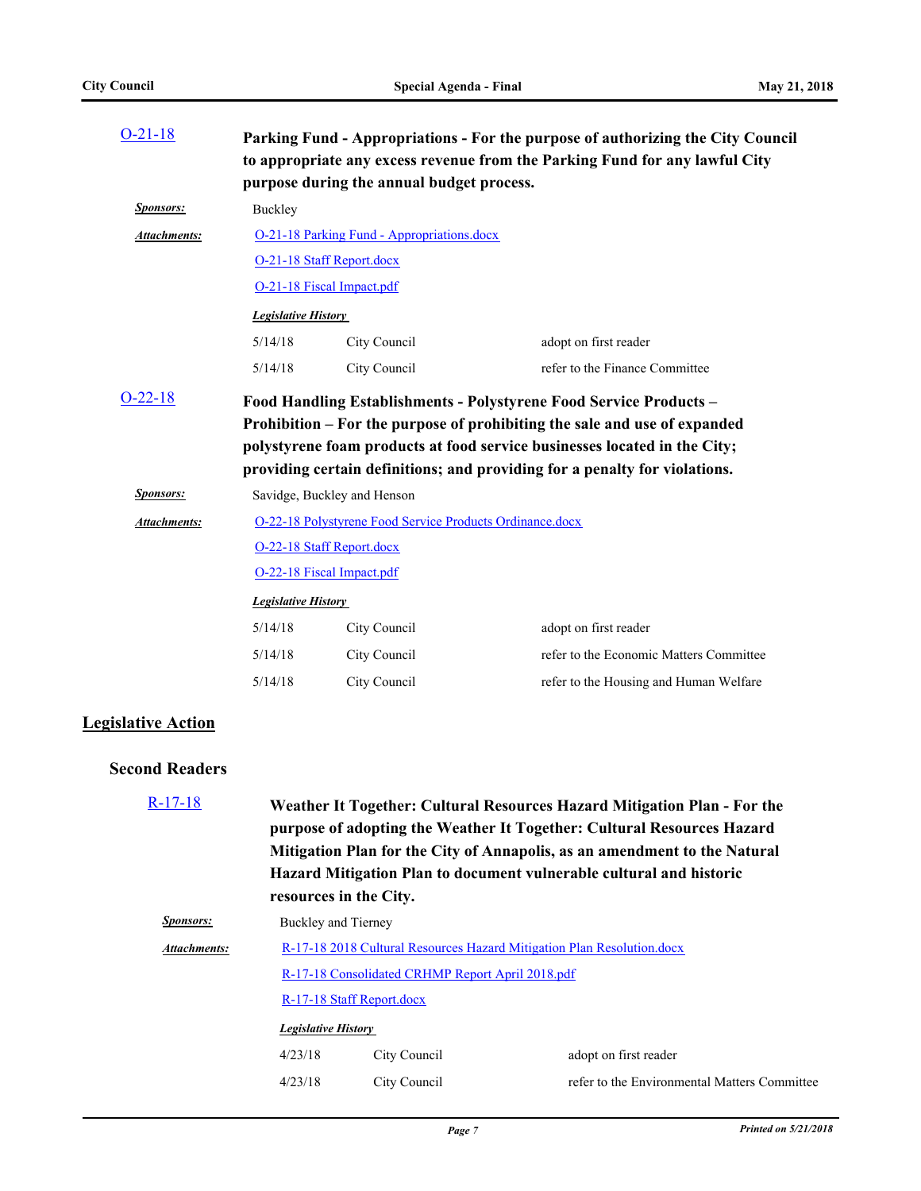[O-21-18](#)

**Parking Fund - Appropriations - For the purpose of authorizing the City Council to appropriate any excess revenue from the Parking Fund for any lawful City purpose during the annual budget process.**

***Sponsors:*** Buckley

***Attachments:*** [O-21-18 Parking Fund - Appropriations.docx](#)
[O-21-18 Staff Report.docx](#)
[O-21-18 Fiscal Impact.pdf](#)

***Legislative History***

| | | |
|---|---|---|
| 5/14/18 | City Council | adopt on first reader |
| 5/14/18 | City Council | refer to the Finance Committee |

[O-22-18](#)

**Food Handling Establishments - Polystyrene Food Service Products – Prohibition – For the purpose of prohibiting the sale and use of expanded polystyrene foam products at food service businesses located in the City; providing certain definitions; and providing for a penalty for violations.**

***Sponsors:*** Savidge, Buckley and Henson

***Attachments:*** [O-22-18 Polystyrene Food Service Products Ordinance.docx](#)
[O-22-18 Staff Report.docx](#)
[O-22-18 Fiscal Impact.pdf](#)

***Legislative History***

| | | |
|---|---|---|
| 5/14/18 | City Council | adopt on first reader |
| 5/14/18 | City Council | refer to the Economic Matters Committee |
| 5/14/18 | City Council | refer to the Housing and Human Welfare |

## Legislative Action

### Second Readers

[R-17-18](#)

**Weather It Together: Cultural Resources Hazard Mitigation Plan - For the purpose of adopting the Weather It Together: Cultural Resources Hazard Mitigation Plan for the City of Annapolis, as an amendment to the Natural Hazard Mitigation Plan to document vulnerable cultural and historic resources in the City.**

***Sponsors:*** Buckley and Tierney

***Attachments:*** [R-17-18 2018 Cultural Resources Hazard Mitigation Plan Resolution.docx](#)
[R-17-18 Consolidated CRHMP Report April 2018.pdf](#)
[R-17-18 Staff Report.docx](#)

***Legislative History***

| | | |
|---|---|---|
| 4/23/18 | City Council | adopt on first reader |
| 4/23/18 | City Council | refer to the Environmental Matters Committee |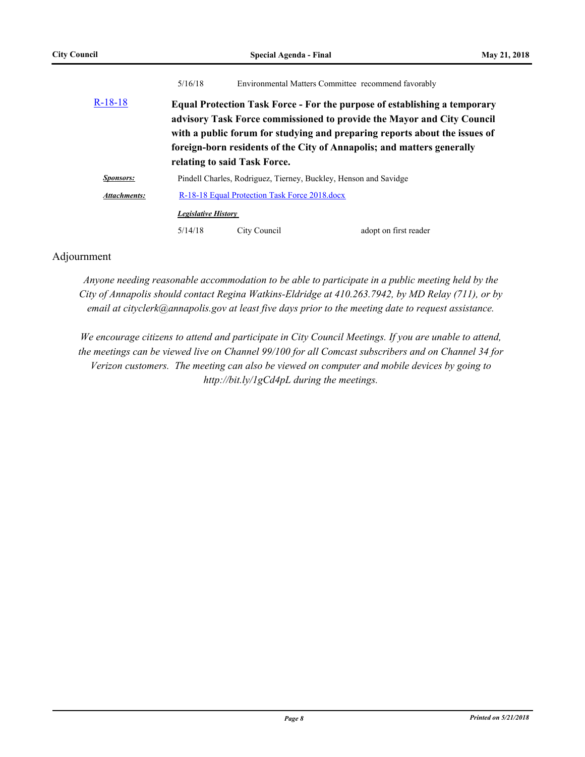5/16/18 Environmental Matters Committee recommend favorably

**R-18-18** **Equal Protection Task Force - For the purpose of establishing a temporary advisory Task Force commissioned to provide the Mayor and City Council with a public forum for studying and preparing reports about the issues of foreign-born residents of the City of Annapolis; and matters generally relating to said Task Force.**

***Sponsors:*** Pindell Charles, Rodriguez, Tierney, Buckley, Henson and Savidge

***Attachments:*** R-18-18 Equal Protection Task Force 2018.docx

***Legislative History***

| | | |
|---|---|---|
| 5/14/18 | City Council | adopt on first reader |

## Adjournment

*Anyone needing reasonable accommodation to be able to participate in a public meeting held by the City of Annapolis should contact Regina Watkins-Eldridge at 410.263.7942, by MD Relay (711), or by email at cityclerk@annapolis.gov at least five days prior to the meeting date to request assistance.*

*We encourage citizens to attend and participate in City Council Meetings. If you are unable to attend, the meetings can be viewed live on Channel 99/100 for all Comcast subscribers and on Channel 34 for Verizon customers. The meeting can also be viewed on computer and mobile devices by going to http://bit.ly/1gCd4pL during the meetings.*